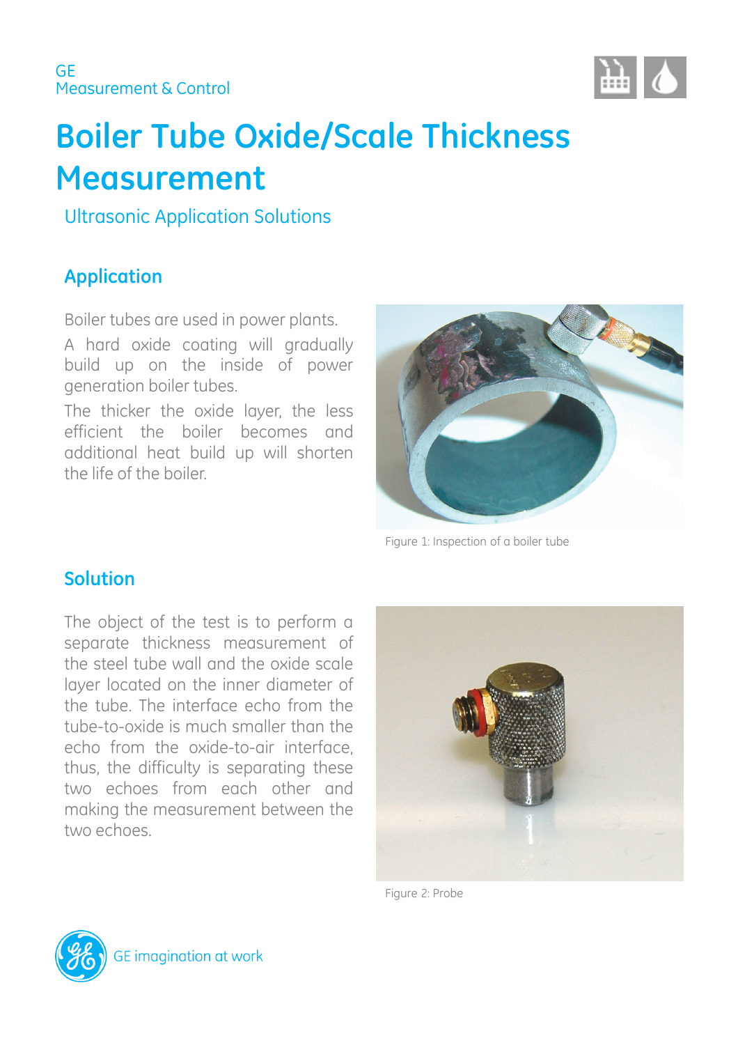GE
Measurement & Control

# Boiler Tube Oxide/Scale Thickness Measurement

Ultrasonic Application Solutions

## Application

Boiler tubes are used in power plants.

A hard oxide coating will gradually build up on the inside of power generation boiler tubes.

The thicker the oxide layer, the less efficient the boiler becomes and additional heat build up will shorten the life of the boiler.

Figure 1: Inspection of a boiler tube

## Solution

The object of the test is to perform a separate thickness measurement of the steel tube wall and the oxide scale layer located on the inner diameter of the tube. The interface echo from the tube-to-oxide is much smaller than the echo from the oxide-to-air interface, thus, the difficulty is separating these two echoes from each other and making the measurement between the two echoes.

Figure 2: Probe

GE imagination at work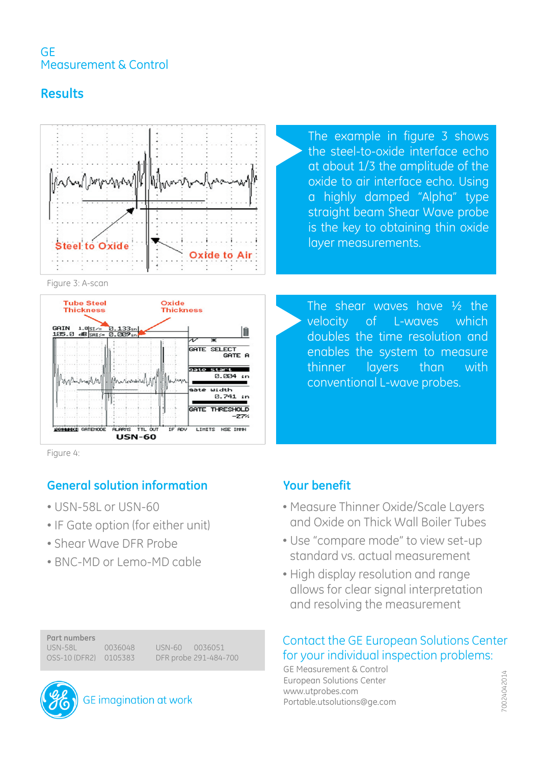GE
Measurement & Control

## Results

Steel to Oxide

Oxide to Air

Figure 3: A-scan

The example in figure 3 shows the steel-to-oxide interface echo at about 1/3 the amplitude of the oxide to air interface echo. Using a highly damped "Alpha" type straight beam Shear Wave probe is the key to obtaining thin oxide layer measurements.

Tube Steel Thickness

Oxide Thickness

GAIN 1.0 dB 105.0

SI/= 0.133 in

SAI/= 0.009 in

GATE SELECT GATE A

gate start 0.004 in

gate width 0.741 in

GATE THRESHOLD -27%

POSITION GATEMODE ALARMS TTL OUT IF ADV LIMITS NSE IMMN

USN-60

Figure 4:

The shear waves have ½ the velocity of L-waves which doubles the time resolution and enables the system to measure thinner layers than with conventional L-wave probes.

## General solution information

- USN-58L or USN-60
- IF Gate option (for either unit)
- Shear Wave DFR Probe
- BNC-MD or Lemo-MD cable

## Your benefit

- Measure Thinner Oxide/Scale Layers and Oxide on Thick Wall Boiler Tubes
- Use "compare mode" to view set-up standard vs. actual measurement
- High display resolution and range allows for clear signal interpretation and resolving the measurement

**Part numbers**

| | | | |
|---|---|---|---|
| USN-58L | 0036048 | USN-60 | 0036051 |
| OSS-10 (DFR2) | 0105383 | DFR probe 291-484-700 | |

GE imagination at work

Contact the GE European Solutions Center for your individual inspection problems:

GE Measurement & Control
European Solutions Center
www.utprobes.com
Portable.utsolutions@ge.com

70024042014